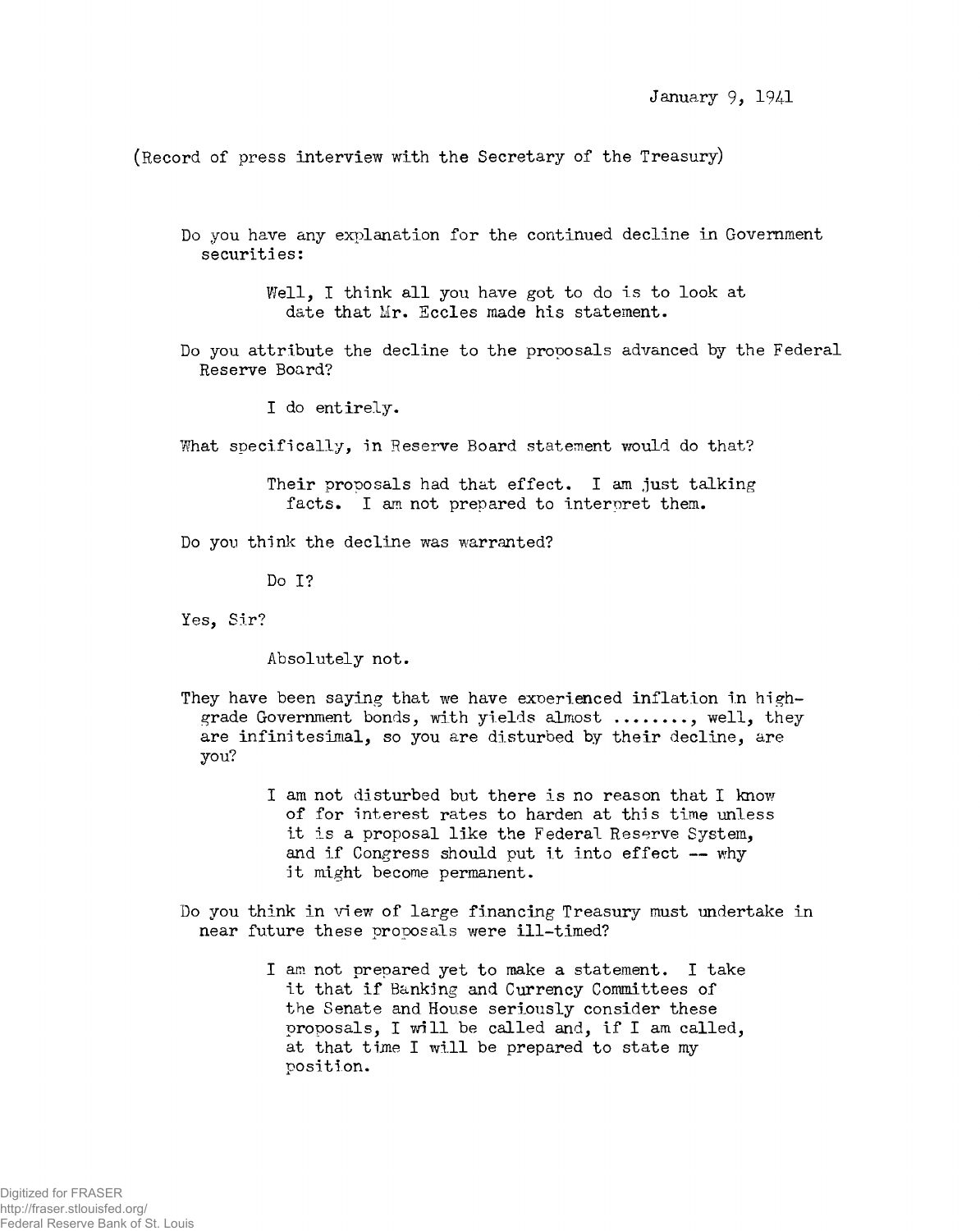January 9, 1941

(Record of press interview with the Secretary of the Treasury)

Do you have any explanation for the continued decline in Government securities:

> Well, I think all you have got to do is to look at date that Mr. Eccles made his statement.

Do you attribute the decline to the proposals advanced by the Federal Reserve Board?

> I do entirely.

What specifically, in Reserve Board statement would do that?

> Their proposals had that effect. I am just talking facts. I am not prepared to interpret them.

Do you think the decline was warranted?

> Do I?

Yes, Sir?

> Absolutely not.

They have been saying that we have experienced inflation in high-grade Government bonds, with yields almost ........, well, they are infinitesimal, so you are disturbed by their decline, are you?

> I am not disturbed but there is no reason that I know of for interest rates to harden at this time unless it is a proposal like the Federal Reserve System, and if Congress should put it into effect -- why it might become permanent.

Do you think in view of large financing Treasury must undertake in near future these proposals were ill-timed?

> I am not prepared yet to make a statement. I take it that if Banking and Currency Committees of the Senate and House seriously consider these proposals, I will be called and, if I am called, at that time I will be prepared to state my position.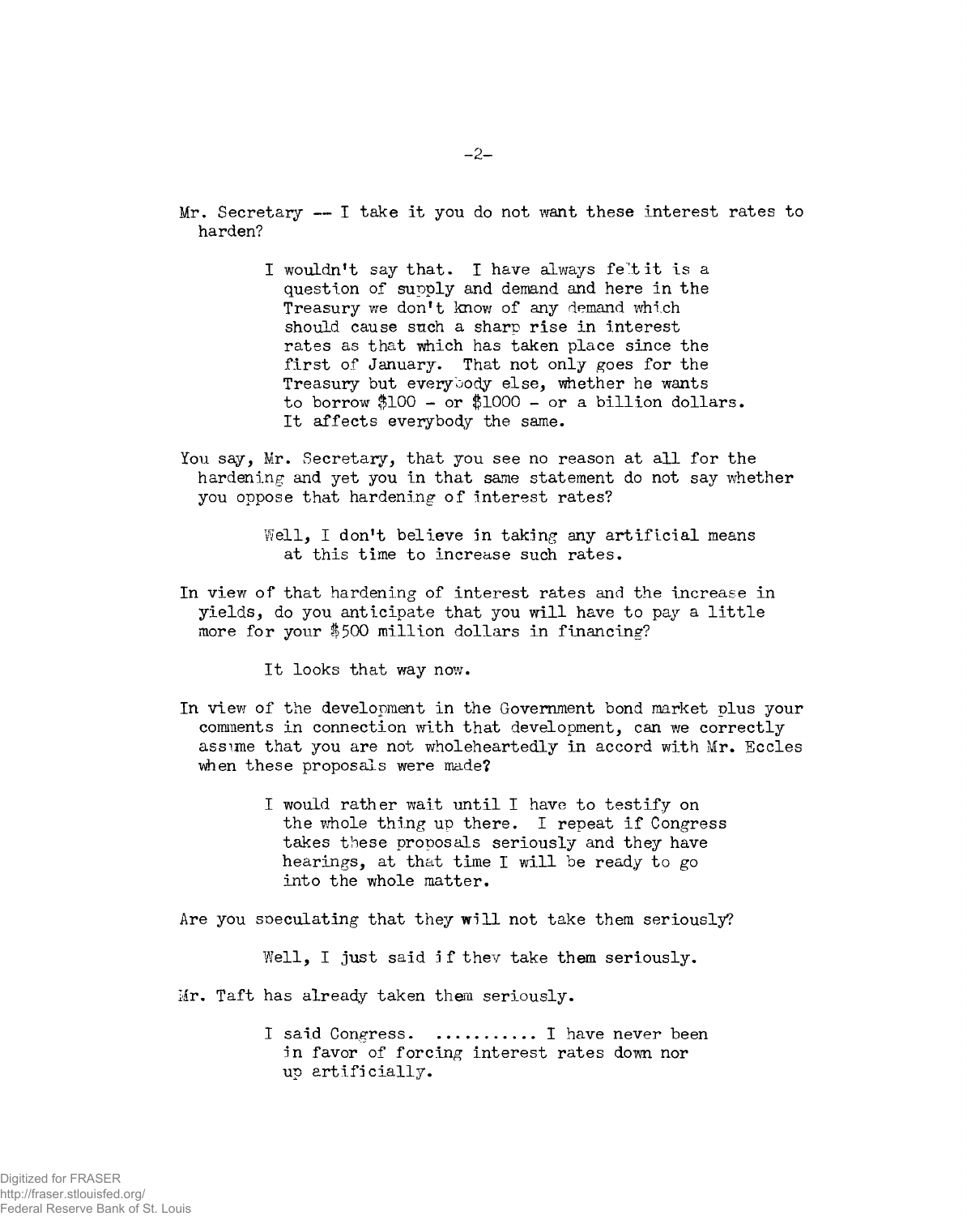Mr. Secretary -- I take it you do not want these interest rates to harden?

> I wouldn't say that. I have always felt it is a question of supply and demand and here in the Treasury we don't know of any demand which should cause such a sharp rise in interest rates as that which has taken place since the first of January. That not only goes for the Treasury but everybody else, whether he wants to borrow $100 - or $1000 - or a billion dollars. It affects everybody the same.

You say, Mr. Secretary, that you see no reason at all for the hardening and yet you in that same statement do not say whether you oppose that hardening of interest rates?

> Well, I don't believe in taking any artificial means at this time to increase such rates.

In view of that hardening of interest rates and the increase in yields, do you anticipate that you will have to pay a little more for your $500 million dollars in financing?

> It looks that way now.

In view of the development in the Government bond market plus your comments in connection with that development, can we correctly assume that you are not wholeheartedly in accord with Mr. Eccles when these proposals were made?

> I would rather wait until I have to testify on the whole thing up there. I repeat if Congress takes these proposals seriously and they have hearings, at that time I will be ready to go into the whole matter.

Are you speculating that they will not take them seriously?

> Well, I just said if they take them seriously.

Mr. Taft has already taken them seriously.

> I said Congress. ........... I have never been in favor of forcing interest rates down nor up artificially.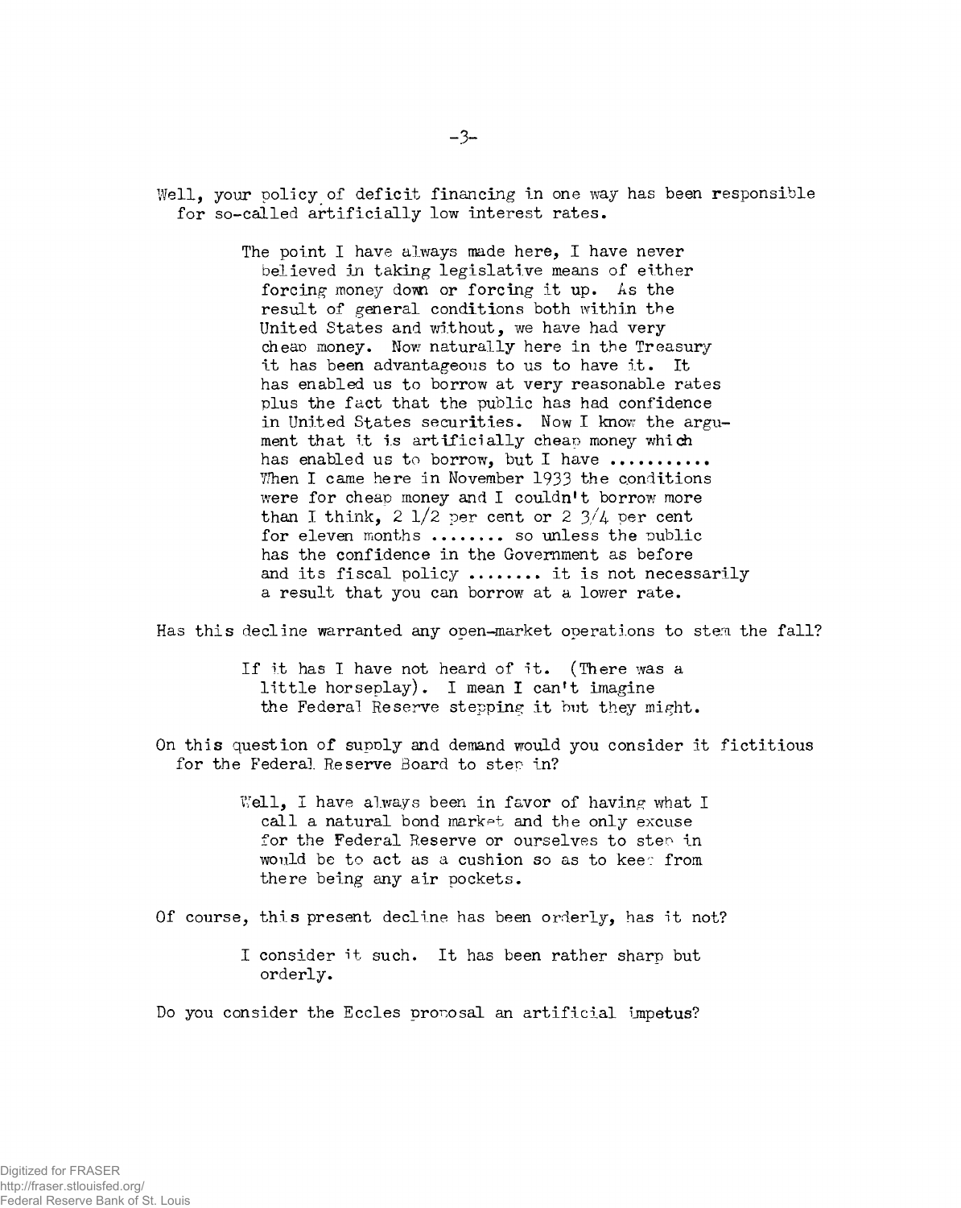Well, your policy of deficit financing in one way has been responsible for so-called artificially low interest rates.

> The point I have always made here, I have never believed in taking legislative means of either forcing money down or forcing it up. As the result of general conditions both within the United States and without, we have had very cheap money. Now naturally here in the Treasury it has been advantageous to us to have it. It has enabled us to borrow at very reasonable rates plus the fact that the public has had confidence in United States securities. Now I know the argument that it is artificially cheap money which has enabled us to borrow, but I have ........... When I came here in November 1933 the conditions were for cheap money and I couldn't borrow more than I think, 2 1/2 per cent or 2 3/4 per cent for eleven months ........ so unless the public has the confidence in the Government as before and its fiscal policy ........ it is not necessarily a result that you can borrow at a lower rate.

Has this decline warranted any open-market operations to stem the fall?

> If it has I have not heard of it. (There was a little horseplay). I mean I can't imagine the Federal Reserve stepping it but they might.

On this question of supply and demand would you consider it fictitious for the Federal Reserve Board to step in?

> Well, I have always been in favor of having what I call a natural bond market and the only excuse for the Federal Reserve or ourselves to step in would be to act as a cushion so as to keep from there being any air pockets.

Of course, this present decline has been orderly, has it not?

> I consider it such. It has been rather sharp but orderly.

Do you consider the Eccles proposal an artificial impetus?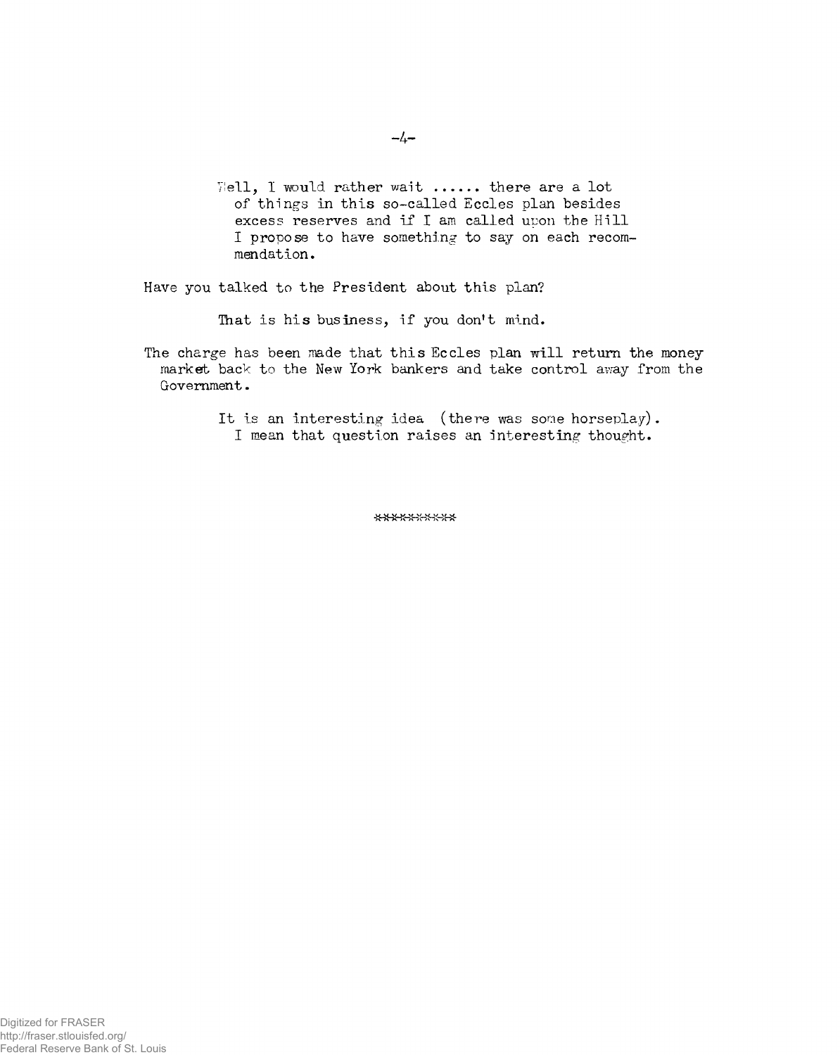Well, I would rather wait ...... there are a lot of things in this so-called Eccles plan besides excess reserves and if I am called upon the Hill I propose to have something to say on each recommendation.

Have you talked to the President about this plan?

That is his business, if you don't mind.

The charge has been made that this Eccles plan will return the money market back to the New York bankers and take control away from the Government.

It is an interesting idea (there was some horseplay). I mean that question raises an interesting thought.

\*\*\*\*\*\*\*\*\*\*